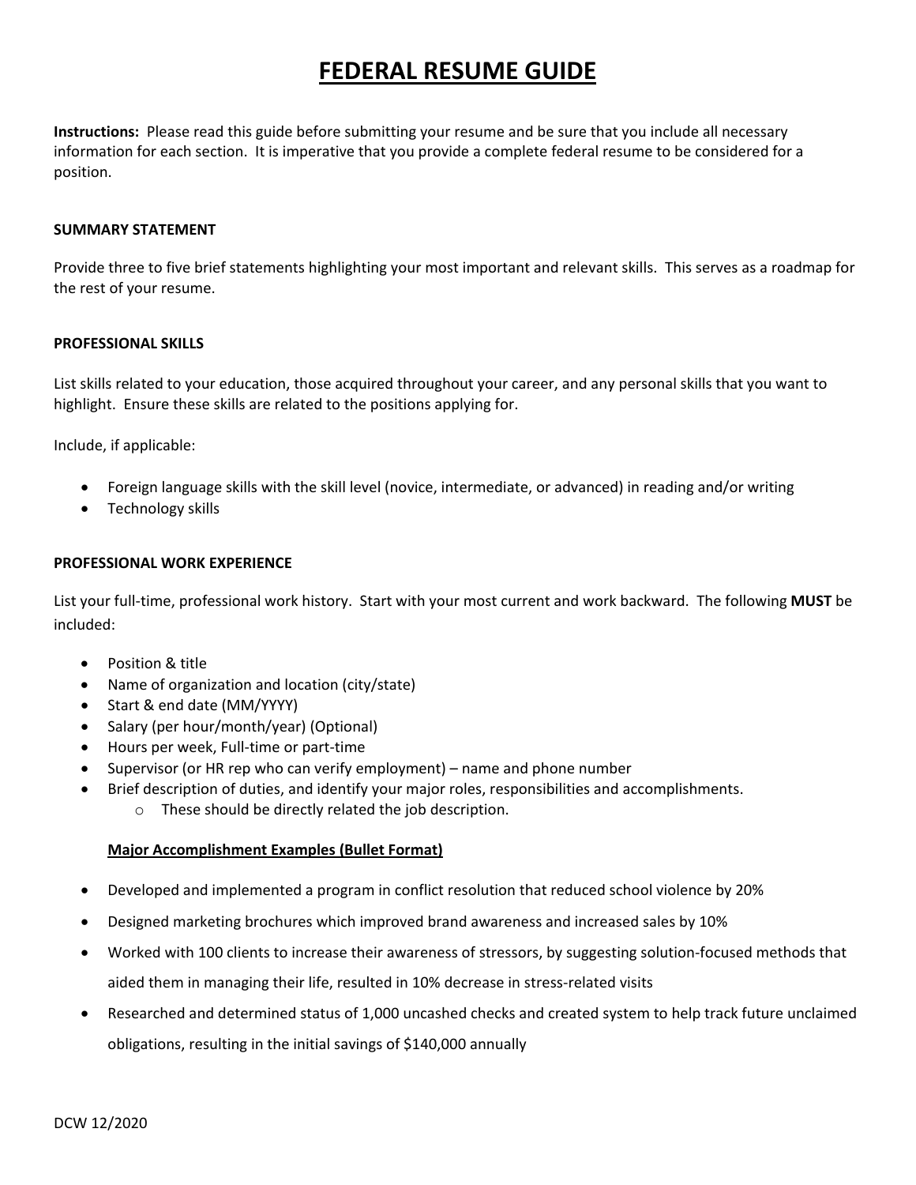# FEDERAL RESUME GUIDE

**Instructions:** Please read this guide before submitting your resume and be sure that you include all necessary information for each section. It is imperative that you provide a complete federal resume to be considered for a position.

**SUMMARY STATEMENT**

Provide three to five brief statements highlighting your most important and relevant skills. This serves as a roadmap for the rest of your resume.

**PROFESSIONAL SKILLS**

List skills related to your education, those acquired throughout your career, and any personal skills that you want to highlight. Ensure these skills are related to the positions applying for.

Include, if applicable:

- Foreign language skills with the skill level (novice, intermediate, or advanced) in reading and/or writing
- Technology skills

**PROFESSIONAL WORK EXPERIENCE**

List your full-time, professional work history. Start with your most current and work backward. The following **MUST** be included:

- Position & title
- Name of organization and location (city/state)
- Start & end date (MM/YYYY)
- Salary (per hour/month/year) (Optional)
- Hours per week, Full-time or part-time
- Supervisor (or HR rep who can verify employment) – name and phone number
- Brief description of duties, and identify your major roles, responsibilities and accomplishments.
  - These should be directly related the job description.

**Major Accomplishment Examples (Bullet Format)**

- Developed and implemented a program in conflict resolution that reduced school violence by 20%
- Designed marketing brochures which improved brand awareness and increased sales by 10%
- Worked with 100 clients to increase their awareness of stressors, by suggesting solution-focused methods that aided them in managing their life, resulted in 10% decrease in stress-related visits
- Researched and determined status of 1,000 uncashed checks and created system to help track future unclaimed obligations, resulting in the initial savings of $140,000 annually

DCW 12/2020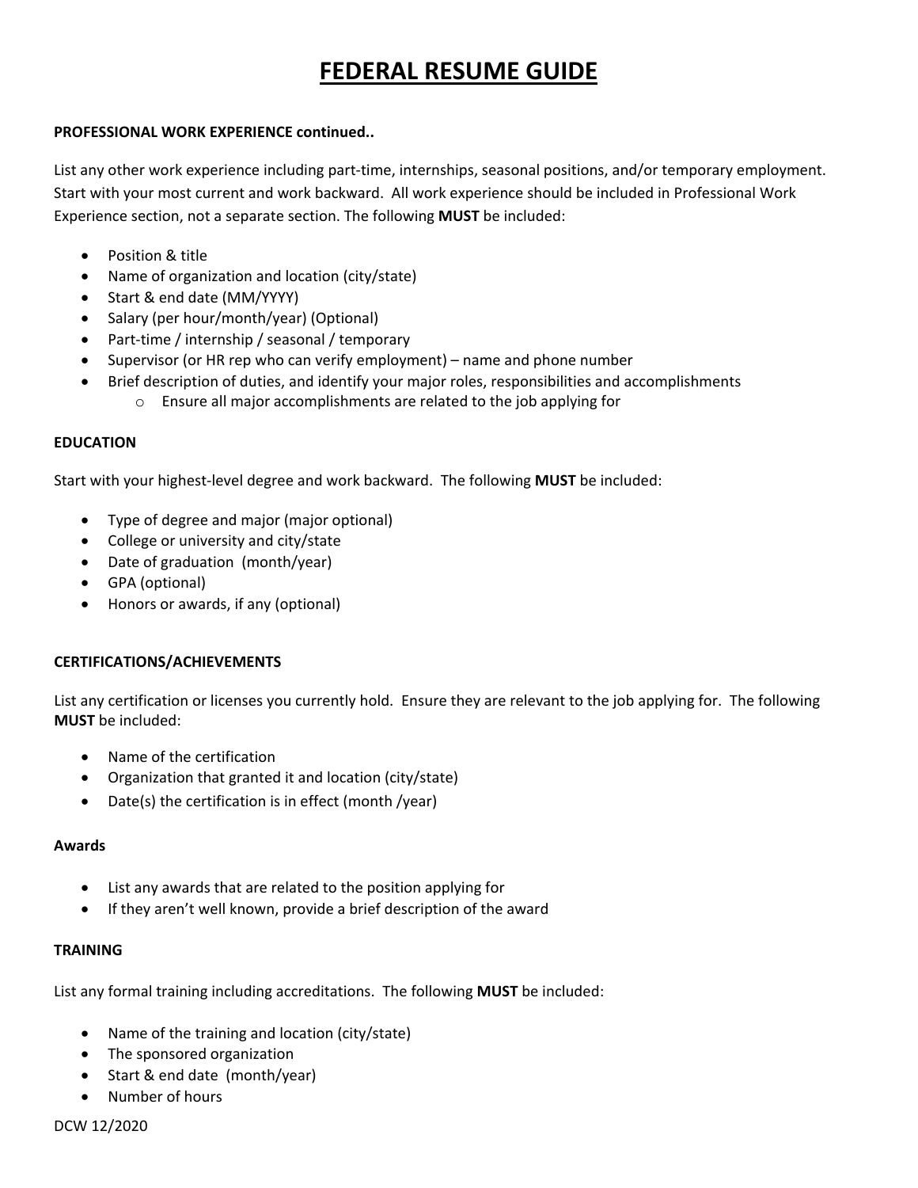# FEDERAL RESUME GUIDE

**PROFESSIONAL WORK EXPERIENCE continued..**

List any other work experience including part-time, internships, seasonal positions, and/or temporary employment. Start with your most current and work backward. All work experience should be included in Professional Work Experience section, not a separate section. The following **MUST** be included:

- Position & title
- Name of organization and location (city/state)
- Start & end date (MM/YYYY)
- Salary (per hour/month/year) (Optional)
- Part-time / internship / seasonal / temporary
- Supervisor (or HR rep who can verify employment) – name and phone number
- Brief description of duties, and identify your major roles, responsibilities and accomplishments
  - Ensure all major accomplishments are related to the job applying for

**EDUCATION**

Start with your highest-level degree and work backward. The following **MUST** be included:

- Type of degree and major (major optional)
- College or university and city/state
- Date of graduation (month/year)
- GPA (optional)
- Honors or awards, if any (optional)

**CERTIFICATIONS/ACHIEVEMENTS**

List any certification or licenses you currently hold. Ensure they are relevant to the job applying for. The following **MUST** be included:

- Name of the certification
- Organization that granted it and location (city/state)
- Date(s) the certification is in effect (month /year)

**Awards**

- List any awards that are related to the position applying for
- If they aren't well known, provide a brief description of the award

**TRAINING**

List any formal training including accreditations. The following **MUST** be included:

- Name of the training and location (city/state)
- The sponsored organization
- Start & end date (month/year)
- Number of hours

DCW 12/2020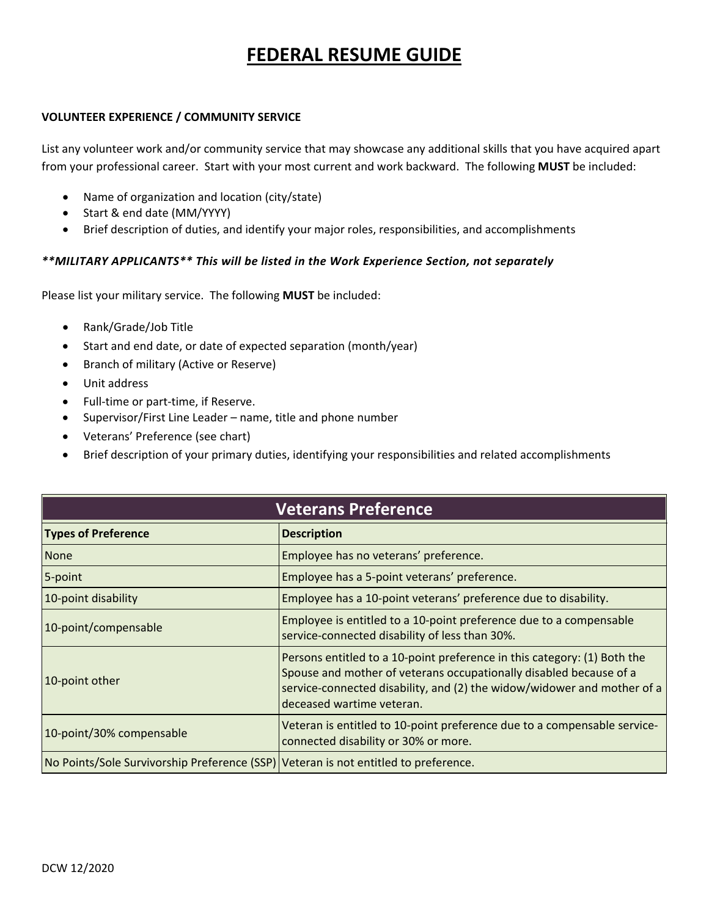# FEDERAL RESUME GUIDE

**VOLUNTEER EXPERIENCE / COMMUNITY SERVICE**

List any volunteer work and/or community service that may showcase any additional skills that you have acquired apart from your professional career. Start with your most current and work backward. The following **MUST** be included:

- Name of organization and location (city/state)
- Start & end date (MM/YYYY)
- Brief description of duties, and identify your major roles, responsibilities, and accomplishments

***\*\*MILITARY APPLICANTS\*\* This will be listed in the Work Experience Section, not separately***

Please list your military service. The following **MUST** be included:

- Rank/Grade/Job Title
- Start and end date, or date of expected separation (month/year)
- Branch of military (Active or Reserve)
- Unit address
- Full-time or part-time, if Reserve.
- Supervisor/First Line Leader – name, title and phone number
- Veterans' Preference (see chart)
- Brief description of your primary duties, identifying your responsibilities and related accomplishments

| Veterans Preference | |
|---|---|
| **Types of Preference** | **Description** |
| None | Employee has no veterans' preference. |
| 5-point | Employee has a 5-point veterans' preference. |
| 10-point disability | Employee has a 10-point veterans' preference due to disability. |
| 10-point/compensable | Employee is entitled to a 10-point preference due to a compensable service-connected disability of less than 30%. |
| 10-point other | Persons entitled to a 10-point preference in this category: (1) Both the Spouse and mother of veterans occupationally disabled because of a service-connected disability, and (2) the widow/widower and mother of a deceased wartime veteran. |
| 10-point/30% compensable | Veteran is entitled to 10-point preference due to a compensable service-connected disability or 30% or more. |
| No Points/Sole Survivorship Preference (SSP) | Veteran is not entitled to preference. |

DCW 12/2020